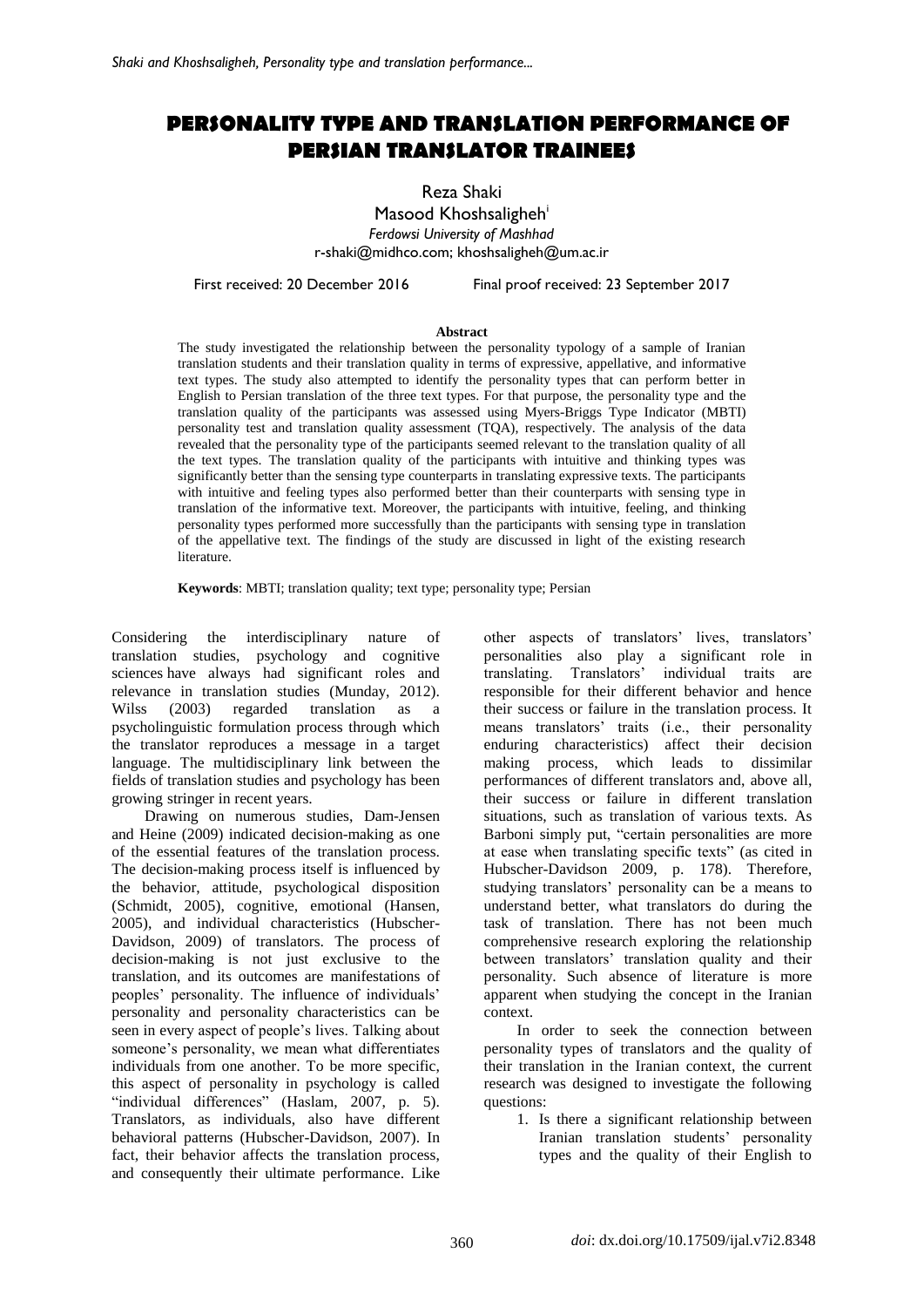# PERSONALITY TYPE AND TRANSLATION PERFORMANCE OF PERSIAN TRANSLATOR TRAINEES

Reza Shaki

Masood Khoshsaligheh[i]

*Ferdowsi University of Mashhad*

r-shaki@midhco.com; khoshsaligheh@um.ac.ir

First received: 20 December 2016 Final proof received: 23 September 2017

**Abstract**

The study investigated the relationship between the personality typology of a sample of Iranian translation students and their translation quality in terms of expressive, appellative, and informative text types. The study also attempted to identify the personality types that can perform better in English to Persian translation of the three text types. For that purpose, the personality type and the translation quality of the participants was assessed using Myers-Briggs Type Indicator (MBTI) personality test and translation quality assessment (TQA), respectively. The analysis of the data revealed that the personality type of the participants seemed relevant to the translation quality of all the text types. The translation quality of the participants with intuitive and thinking types was significantly better than the sensing type counterparts in translating expressive texts. The participants with intuitive and feeling types also performed better than their counterparts with sensing type in translation of the informative text. Moreover, the participants with intuitive, feeling, and thinking personality types performed more successfully than the participants with sensing type in translation of the appellative text. The findings of the study are discussed in light of the existing research literature.

**Keywords**: MBTI; translation quality; text type; personality type; Persian

Considering the interdisciplinary nature of translation studies, psychology and cognitive sciences have always had significant roles and relevance in translation studies (Munday, 2012). Wilss (2003) regarded translation as a psycholinguistic formulation process through which the translator reproduces a message in a target language. The multidisciplinary link between the fields of translation studies and psychology has been growing stringer in recent years.

Drawing on numerous studies, Dam-Jensen and Heine (2009) indicated decision-making as one of the essential features of the translation process. The decision-making process itself is influenced by the behavior, attitude, psychological disposition (Schmidt, 2005), cognitive, emotional (Hansen, 2005), and individual characteristics (Hubscher-Davidson, 2009) of translators. The process of decision-making is not just exclusive to the translation, and its outcomes are manifestations of peoples' personality. The influence of individuals' personality and personality characteristics can be seen in every aspect of people's lives. Talking about someone's personality, we mean what differentiates individuals from one another. To be more specific, this aspect of personality in psychology is called "individual differences" (Haslam, 2007, p. 5). Translators, as individuals, also have different behavioral patterns (Hubscher-Davidson, 2007). In fact, their behavior affects the translation process, and consequently their ultimate performance. Like other aspects of translators' lives, translators' personalities also play a significant role in translating. Translators' individual traits are responsible for their different behavior and hence their success or failure in the translation process. It means translators' traits (i.e., their personality enduring characteristics) affect their decision making process, which leads to dissimilar performances of different translators and, above all, their success or failure in different translation situations, such as translation of various texts. As Barboni simply put, "certain personalities are more at ease when translating specific texts" (as cited in Hubscher-Davidson 2009, p. 178). Therefore, studying translators' personality can be a means to understand better, what translators do during the task of translation. There has not been much comprehensive research exploring the relationship between translators' translation quality and their personality. Such absence of literature is more apparent when studying the concept in the Iranian context.

In order to seek the connection between personality types of translators and the quality of their translation in the Iranian context, the current research was designed to investigate the following questions:

1. Is there a significant relationship between Iranian translation students' personality types and the quality of their English to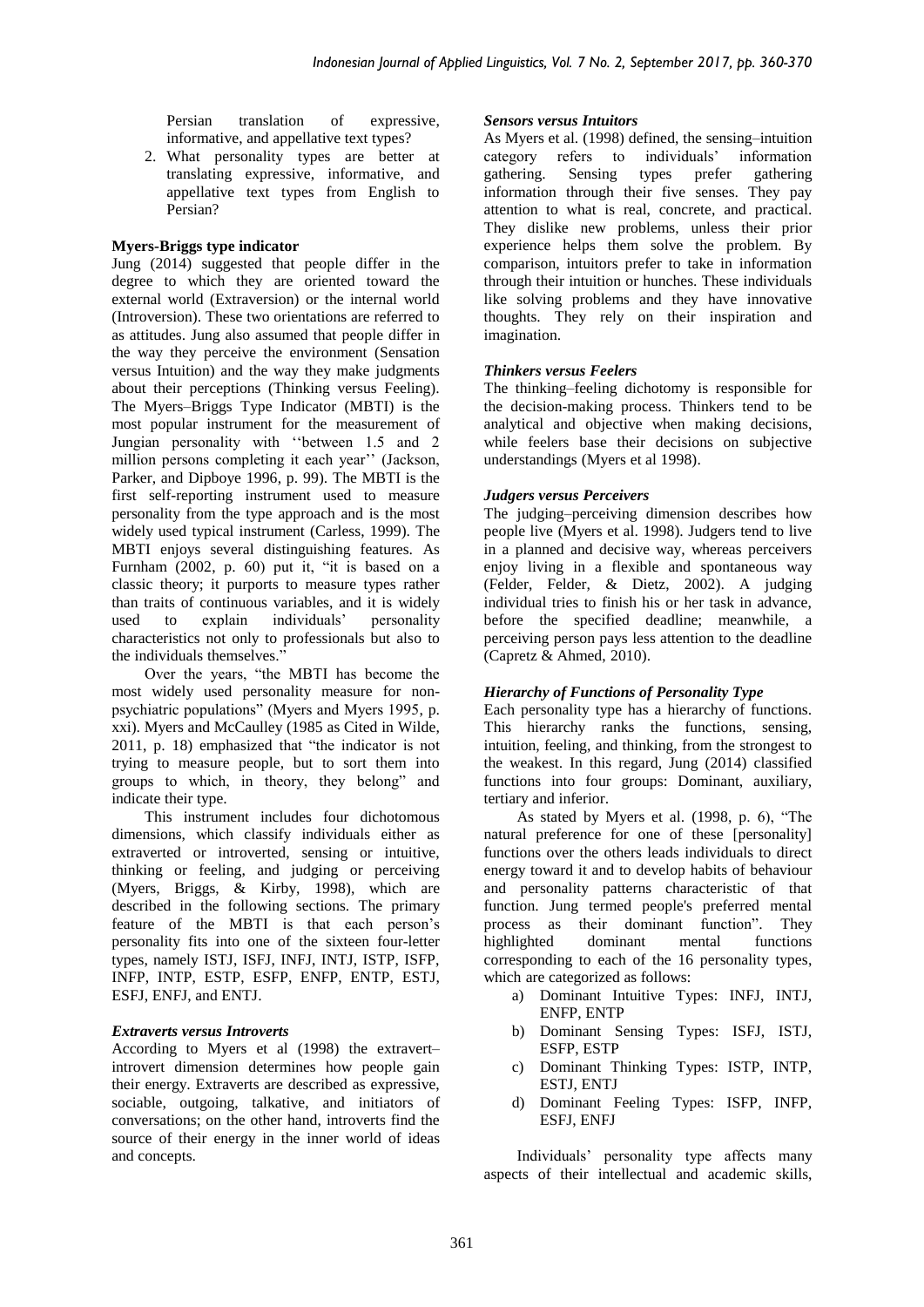Persian translation of expressive, informative, and appellative text types?

2. What personality types are better at translating expressive, informative, and appellative text types from English to Persian?

## Myers-Briggs type indicator

Jung (2014) suggested that people differ in the degree to which they are oriented toward the external world (Extraversion) or the internal world (Introversion). These two orientations are referred to as attitudes. Jung also assumed that people differ in the way they perceive the environment (Sensation versus Intuition) and the way they make judgments about their perceptions (Thinking versus Feeling). The Myers–Briggs Type Indicator (MBTI) is the most popular instrument for the measurement of Jungian personality with ''between 1.5 and 2 million persons completing it each year'' (Jackson, Parker, and Dipboye 1996, p. 99). The MBTI is the first self-reporting instrument used to measure personality from the type approach and is the most widely used typical instrument (Carless, 1999). The MBTI enjoys several distinguishing features. As Furnham (2002, p. 60) put it, "it is based on a classic theory; it purports to measure types rather than traits of continuous variables, and it is widely used to explain individuals' personality characteristics not only to professionals but also to the individuals themselves."

Over the years, "the MBTI has become the most widely used personality measure for non-psychiatric populations" (Myers and Myers 1995, p. xxi). Myers and McCaulley (1985 as Cited in Wilde, 2011, p. 18) emphasized that "the indicator is not trying to measure people, but to sort them into groups to which, in theory, they belong" and indicate their type.

This instrument includes four dichotomous dimensions, which classify individuals either as extraverted or introverted, sensing or intuitive, thinking or feeling, and judging or perceiving (Myers, Briggs, & Kirby, 1998), which are described in the following sections. The primary feature of the MBTI is that each person's personality fits into one of the sixteen four-letter types, namely ISTJ, ISFJ, INFJ, INTJ, ISTP, ISFP, INFP, INTP, ESTP, ESFP, ENFP, ENTP, ESTJ, ESFJ, ENFJ, and ENTJ.

### *Extraverts versus Introverts*

According to Myers et al (1998) the extravert–introvert dimension determines how people gain their energy. Extraverts are described as expressive, sociable, outgoing, talkative, and initiators of conversations; on the other hand, introverts find the source of their energy in the inner world of ideas and concepts.

### *Sensors versus Intuitors*

As Myers et al. (1998) defined, the sensing–intuition category refers to individuals' information gathering. Sensing types prefer gathering information through their five senses. They pay attention to what is real, concrete, and practical. They dislike new problems, unless their prior experience helps them solve the problem. By comparison, intuitors prefer to take in information through their intuition or hunches. These individuals like solving problems and they have innovative thoughts. They rely on their inspiration and imagination.

### *Thinkers versus Feelers*

The thinking–feeling dichotomy is responsible for the decision-making process. Thinkers tend to be analytical and objective when making decisions, while feelers base their decisions on subjective understandings (Myers et al 1998).

### *Judgers versus Perceivers*

The judging–perceiving dimension describes how people live (Myers et al. 1998). Judgers tend to live in a planned and decisive way, whereas perceivers enjoy living in a flexible and spontaneous way (Felder, Felder, & Dietz, 2002). A judging individual tries to finish his or her task in advance, before the specified deadline; meanwhile, a perceiving person pays less attention to the deadline (Capretz & Ahmed, 2010).

### *Hierarchy of Functions of Personality Type*

Each personality type has a hierarchy of functions. This hierarchy ranks the functions, sensing, intuition, feeling, and thinking, from the strongest to the weakest. In this regard, Jung (2014) classified functions into four groups: Dominant, auxiliary, tertiary and inferior.

As stated by Myers et al. (1998, p. 6), "The natural preference for one of these [personality] functions over the others leads individuals to direct energy toward it and to develop habits of behaviour and personality patterns characteristic of that function. Jung termed people's preferred mental process as their dominant function". They highlighted dominant mental functions corresponding to each of the 16 personality types, which are categorized as follows:

a) Dominant Intuitive Types: INFJ, INTJ, ENFP, ENTP
b) Dominant Sensing Types: ISFJ, ISTJ, ESFP, ESTP
c) Dominant Thinking Types: ISTP, INTP, ESTJ, ENTJ
d) Dominant Feeling Types: ISFP, INFP, ESFJ, ENFJ

Individuals' personality type affects many aspects of their intellectual and academic skills,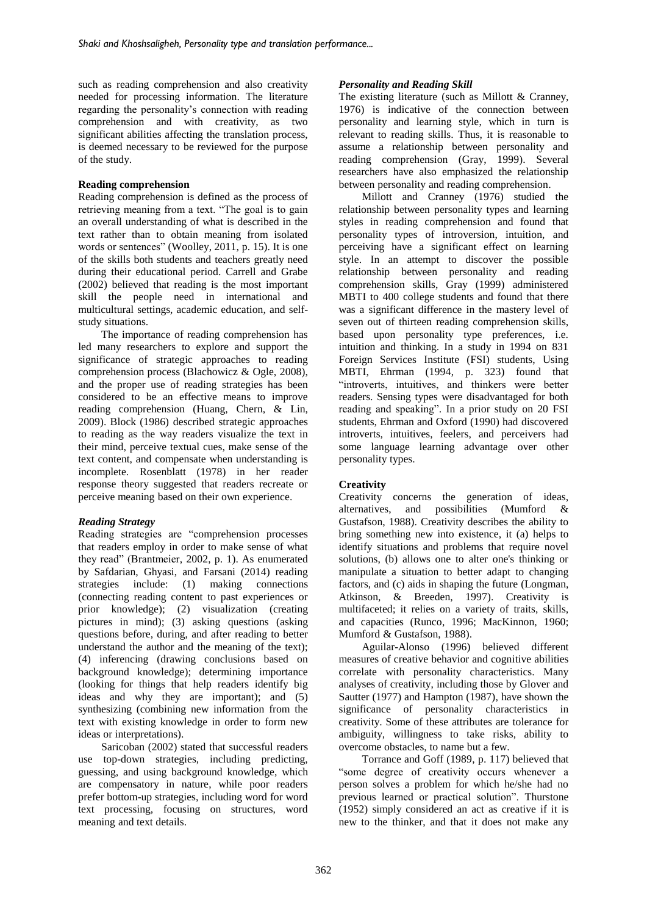such as reading comprehension and also creativity needed for processing information. The literature regarding the personality's connection with reading comprehension and with creativity, as two significant abilities affecting the translation process, is deemed necessary to be reviewed for the purpose of the study.

**Reading comprehension**

Reading comprehension is defined as the process of retrieving meaning from a text. "The goal is to gain an overall understanding of what is described in the text rather than to obtain meaning from isolated words or sentences" (Woolley, 2011, p. 15). It is one of the skills both students and teachers greatly need during their educational period. Carrell and Grabe (2002) believed that reading is the most important skill the people need in international and multicultural settings, academic education, and self-study situations.

The importance of reading comprehension has led many researchers to explore and support the significance of strategic approaches to reading comprehension process (Blachowicz & Ogle, 2008), and the proper use of reading strategies has been considered to be an effective means to improve reading comprehension (Huang, Chern, & Lin, 2009). Block (1986) described strategic approaches to reading as the way readers visualize the text in their mind, perceive textual cues, make sense of the text content, and compensate when understanding is incomplete. Rosenblatt (1978) in her reader response theory suggested that readers recreate or perceive meaning based on their own experience.

***Reading Strategy***

Reading strategies are "comprehension processes that readers employ in order to make sense of what they read" (Brantmeier, 2002, p. 1). As enumerated by Safdarian, Ghyasi, and Farsani (2014) reading strategies include: (1) making connections (connecting reading content to past experiences or prior knowledge); (2) visualization (creating pictures in mind); (3) asking questions (asking questions before, during, and after reading to better understand the author and the meaning of the text); (4) inferencing (drawing conclusions based on background knowledge); determining importance (looking for things that help readers identify big ideas and why they are important); and (5) synthesizing (combining new information from the text with existing knowledge in order to form new ideas or interpretations).

Saricoban (2002) stated that successful readers use top-down strategies, including predicting, guessing, and using background knowledge, which are compensatory in nature, while poor readers prefer bottom-up strategies, including word for word text processing, focusing on structures, word meaning and text details.

***Personality and Reading Skill***

The existing literature (such as Millott & Cranney, 1976) is indicative of the connection between personality and learning style, which in turn is relevant to reading skills. Thus, it is reasonable to assume a relationship between personality and reading comprehension (Gray, 1999). Several researchers have also emphasized the relationship between personality and reading comprehension.

Millott and Cranney (1976) studied the relationship between personality types and learning styles in reading comprehension and found that personality types of introversion, intuition, and perceiving have a significant effect on learning style. In an attempt to discover the possible relationship between personality and reading comprehension skills, Gray (1999) administered MBTI to 400 college students and found that there was a significant difference in the mastery level of seven out of thirteen reading comprehension skills, based upon personality type preferences, i.e. intuition and thinking. In a study in 1994 on 831 Foreign Services Institute (FSI) students, Using MBTI, Ehrman (1994, p. 323) found that "introverts, intuitives, and thinkers were better readers. Sensing types were disadvantaged for both reading and speaking". In a prior study on 20 FSI students, Ehrman and Oxford (1990) had discovered introverts, intuitives, feelers, and perceivers had some language learning advantage over other personality types.

**Creativity**

Creativity concerns the generation of ideas, alternatives, and possibilities (Mumford & Gustafson, 1988). Creativity describes the ability to bring something new into existence, it (a) helps to identify situations and problems that require novel solutions, (b) allows one to alter one's thinking or manipulate a situation to better adapt to changing factors, and (c) aids in shaping the future (Longman, Atkinson, & Breeden, 1997). Creativity is multifaceted; it relies on a variety of traits, skills, and capacities (Runco, 1996; MacKinnon, 1960; Mumford & Gustafson, 1988).

Aguilar-Alonso (1996) believed different measures of creative behavior and cognitive abilities correlate with personality characteristics. Many analyses of creativity, including those by Glover and Sautter (1977) and Hampton (1987), have shown the significance of personality characteristics in creativity. Some of these attributes are tolerance for ambiguity, willingness to take risks, ability to overcome obstacles, to name but a few.

Torrance and Goff (1989, p. 117) believed that "some degree of creativity occurs whenever a person solves a problem for which he/she had no previous learned or practical solution". Thurstone (1952) simply considered an act as creative if it is new to the thinker, and that it does not make any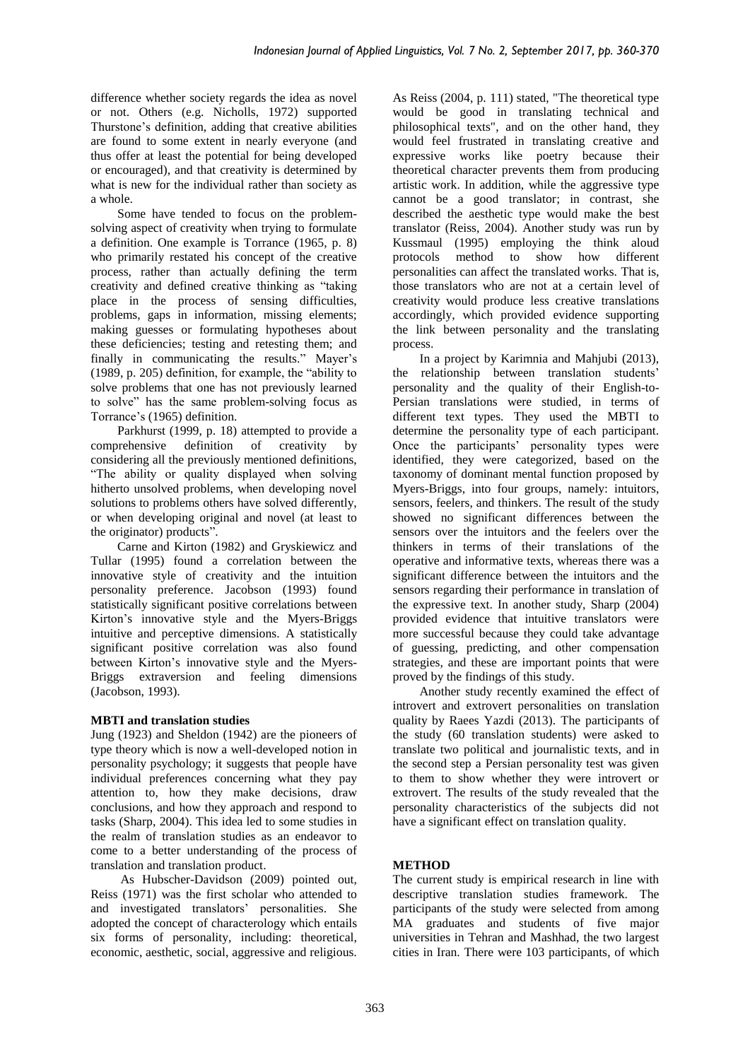difference whether society regards the idea as novel or not. Others (e.g. Nicholls, 1972) supported Thurstone's definition, adding that creative abilities are found to some extent in nearly everyone (and thus offer at least the potential for being developed or encouraged), and that creativity is determined by what is new for the individual rather than society as a whole.

Some have tended to focus on the problem-solving aspect of creativity when trying to formulate a definition. One example is Torrance (1965, p. 8) who primarily restated his concept of the creative process, rather than actually defining the term creativity and defined creative thinking as "taking place in the process of sensing difficulties, problems, gaps in information, missing elements; making guesses or formulating hypotheses about these deficiencies; testing and retesting them; and finally in communicating the results." Mayer's (1989, p. 205) definition, for example, the "ability to solve problems that one has not previously learned to solve" has the same problem-solving focus as Torrance's (1965) definition.

Parkhurst (1999, p. 18) attempted to provide a comprehensive definition of creativity by considering all the previously mentioned definitions, "The ability or quality displayed when solving hitherto unsolved problems, when developing novel solutions to problems others have solved differently, or when developing original and novel (at least to the originator) products".

Carne and Kirton (1982) and Gryskiewicz and Tullar (1995) found a correlation between the innovative style of creativity and the intuition personality preference. Jacobson (1993) found statistically significant positive correlations between Kirton's innovative style and the Myers-Briggs intuitive and perceptive dimensions. A statistically significant positive correlation was also found between Kirton's innovative style and the Myers-Briggs extraversion and feeling dimensions (Jacobson, 1993).

**MBTI and translation studies**

Jung (1923) and Sheldon (1942) are the pioneers of type theory which is now a well-developed notion in personality psychology; it suggests that people have individual preferences concerning what they pay attention to, how they make decisions, draw conclusions, and how they approach and respond to tasks (Sharp, 2004). This idea led to some studies in the realm of translation studies as an endeavor to come to a better understanding of the process of translation and translation product.

As Hubscher-Davidson (2009) pointed out, Reiss (1971) was the first scholar who attended to and investigated translators' personalities. She adopted the concept of characterology which entails six forms of personality, including: theoretical, economic, aesthetic, social, aggressive and religious. As Reiss (2004, p. 111) stated, "The theoretical type would be good in translating technical and philosophical texts", and on the other hand, they would feel frustrated in translating creative and expressive works like poetry because their theoretical character prevents them from producing artistic work. In addition, while the aggressive type cannot be a good translator; in contrast, she described the aesthetic type would make the best translator (Reiss, 2004). Another study was run by Kussmaul (1995) employing the think aloud protocols method to show how different personalities can affect the translated works. That is, those translators who are not at a certain level of creativity would produce less creative translations accordingly, which provided evidence supporting the link between personality and the translating process.

In a project by Karimnia and Mahjubi (2013), the relationship between translation students' personality and the quality of their English-to-Persian translations were studied, in terms of different text types. They used the MBTI to determine the personality type of each participant. Once the participants' personality types were identified, they were categorized, based on the taxonomy of dominant mental function proposed by Myers-Briggs, into four groups, namely: intuitors, sensors, feelers, and thinkers. The result of the study showed no significant differences between the sensors over the intuitors and the feelers over the thinkers in terms of their translations of the operative and informative texts, whereas there was a significant difference between the intuitors and the sensors regarding their performance in translation of the expressive text. In another study, Sharp (2004) provided evidence that intuitive translators were more successful because they could take advantage of guessing, predicting, and other compensation strategies, and these are important points that were proved by the findings of this study.

Another study recently examined the effect of introvert and extrovert personalities on translation quality by Raees Yazdi (2013). The participants of the study (60 translation students) were asked to translate two political and journalistic texts, and in the second step a Persian personality test was given to them to show whether they were introvert or extrovert. The results of the study revealed that the personality characteristics of the subjects did not have a significant effect on translation quality.

## METHOD

The current study is empirical research in line with descriptive translation studies framework. The participants of the study were selected from among MA graduates and students of five major universities in Tehran and Mashhad, the two largest cities in Iran. There were 103 participants, of which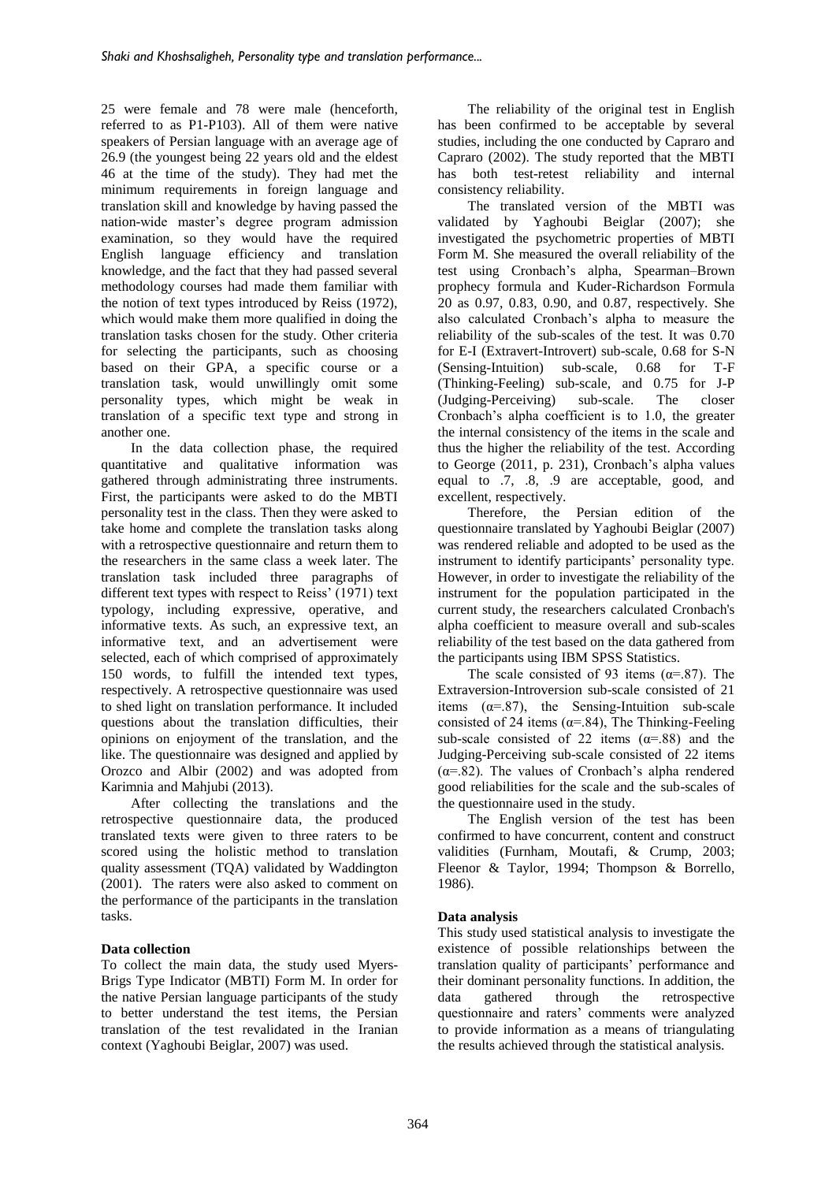25 were female and 78 were male (henceforth, referred to as P1-P103). All of them were native speakers of Persian language with an average age of 26.9 (the youngest being 22 years old and the eldest 46 at the time of the study). They had met the minimum requirements in foreign language and translation skill and knowledge by having passed the nation-wide master's degree program admission examination, so they would have the required English language efficiency and translation knowledge, and the fact that they had passed several methodology courses had made them familiar with the notion of text types introduced by Reiss (1972), which would make them more qualified in doing the translation tasks chosen for the study. Other criteria for selecting the participants, such as choosing based on their GPA, a specific course or a translation task, would unwillingly omit some personality types, which might be weak in translation of a specific text type and strong in another one.

In the data collection phase, the required quantitative and qualitative information was gathered through administrating three instruments. First, the participants were asked to do the MBTI personality test in the class. Then they were asked to take home and complete the translation tasks along with a retrospective questionnaire and return them to the researchers in the same class a week later. The translation task included three paragraphs of different text types with respect to Reiss' (1971) text typology, including expressive, operative, and informative texts. As such, an expressive text, an informative text, and an advertisement were selected, each of which comprised of approximately 150 words, to fulfill the intended text types, respectively. A retrospective questionnaire was used to shed light on translation performance. It included questions about the translation difficulties, their opinions on enjoyment of the translation, and the like. The questionnaire was designed and applied by Orozco and Albir (2002) and was adopted from Karimnia and Mahjubi (2013).

After collecting the translations and the retrospective questionnaire data, the produced translated texts were given to three raters to be scored using the holistic method to translation quality assessment (TQA) validated by Waddington (2001). The raters were also asked to comment on the performance of the participants in the translation tasks.

**Data collection**

To collect the main data, the study used Myers-Brigs Type Indicator (MBTI) Form M. In order for the native Persian language participants of the study to better understand the test items, the Persian translation of the test revalidated in the Iranian context (Yaghoubi Beiglar, 2007) was used.

The reliability of the original test in English has been confirmed to be acceptable by several studies, including the one conducted by Capraro and Capraro (2002). The study reported that the MBTI has both test-retest reliability and internal consistency reliability.

The translated version of the MBTI was validated by Yaghoubi Beiglar (2007); she investigated the psychometric properties of MBTI Form M. She measured the overall reliability of the test using Cronbach's alpha, Spearman–Brown prophecy formula and Kuder-Richardson Formula 20 as 0.97, 0.83, 0.90, and 0.87, respectively. She also calculated Cronbach's alpha to measure the reliability of the sub-scales of the test. It was 0.70 for E-I (Extravert-Introvert) sub-scale, 0.68 for S-N (Sensing-Intuition) sub-scale, 0.68 for T-F (Thinking-Feeling) sub-scale, and 0.75 for J-P (Judging-Perceiving) sub-scale. The closer Cronbach's alpha coefficient is to 1.0, the greater the internal consistency of the items in the scale and thus the higher the reliability of the test. According to George (2011, p. 231), Cronbach's alpha values equal to .7, .8, .9 are acceptable, good, and excellent, respectively.

Therefore, the Persian edition of the questionnaire translated by Yaghoubi Beiglar (2007) was rendered reliable and adopted to be used as the instrument to identify participants' personality type. However, in order to investigate the reliability of the instrument for the population participated in the current study, the researchers calculated Cronbach's alpha coefficient to measure overall and sub-scales reliability of the test based on the data gathered from the participants using IBM SPSS Statistics.

The scale consisted of 93 items ($\alpha$=.87). The Extraversion-Introversion sub-scale consisted of 21 items ($\alpha$=.87), the Sensing-Intuition sub-scale consisted of 24 items ($\alpha$=.84), The Thinking-Feeling sub-scale consisted of 22 items ($\alpha$=.88) and the Judging-Perceiving sub-scale consisted of 22 items ($\alpha$=.82). The values of Cronbach's alpha rendered good reliabilities for the scale and the sub-scales of the questionnaire used in the study.

The English version of the test has been confirmed to have concurrent, content and construct validities (Furnham, Moutafi, & Crump, 2003; Fleenor & Taylor, 1994; Thompson & Borrello, 1986).

**Data analysis**

This study used statistical analysis to investigate the existence of possible relationships between the translation quality of participants' performance and their dominant personality functions. In addition, the data gathered through the retrospective questionnaire and raters' comments were analyzed to provide information as a means of triangulating the results achieved through the statistical analysis.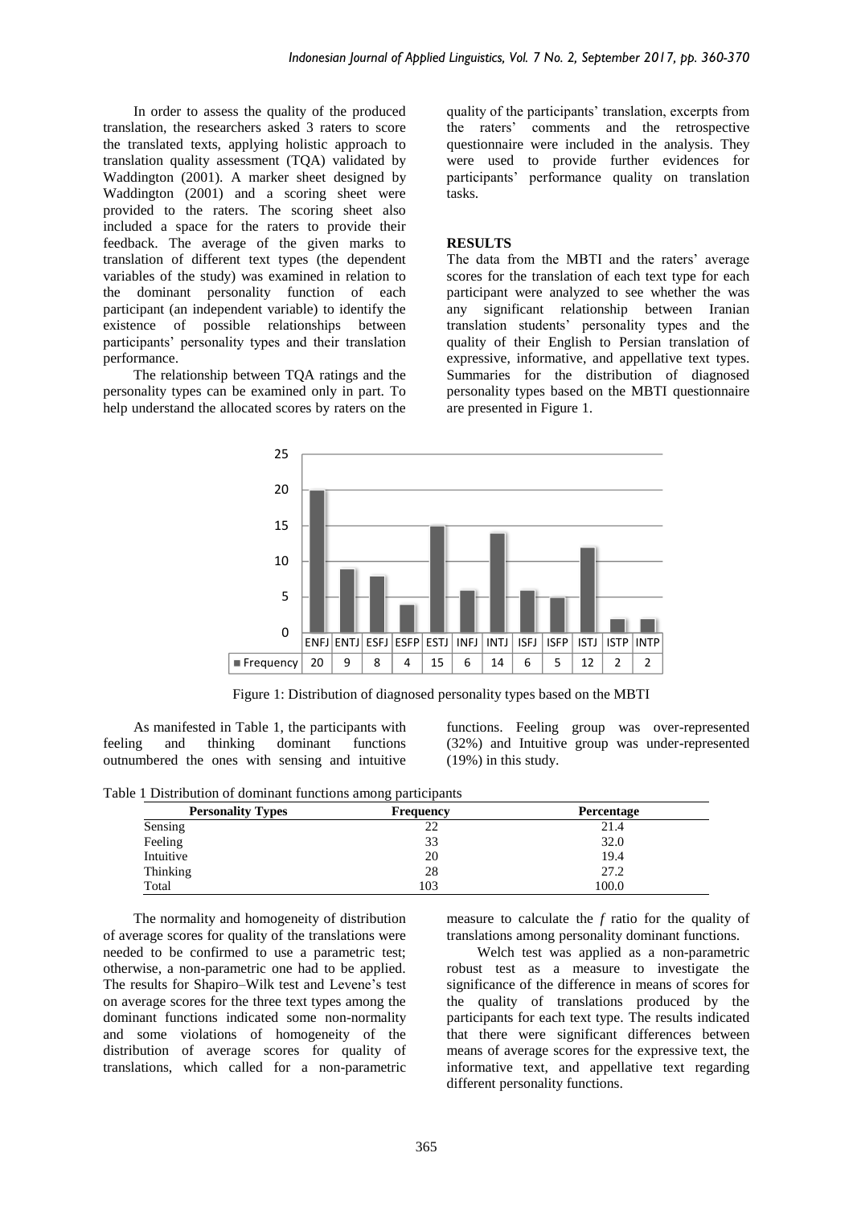In order to assess the quality of the produced translation, the researchers asked 3 raters to score the translated texts, applying holistic approach to translation quality assessment (TQA) validated by Waddington (2001). A marker sheet designed by Waddington (2001) and a scoring sheet were provided to the raters. The scoring sheet also included a space for the raters to provide their feedback. The average of the given marks to translation of different text types (the dependent variables of the study) was examined in relation to the dominant personality function of each participant (an independent variable) to identify the existence of possible relationships between participants' personality types and their translation performance.

The relationship between TQA ratings and the personality types can be examined only in part. To help understand the allocated scores by raters on the quality of the participants' translation, excerpts from the raters' comments and the retrospective questionnaire were included in the analysis. They were used to provide further evidences for participants' performance quality on translation tasks.

## RESULTS

The data from the MBTI and the raters' average scores for the translation of each text type for each participant were analyzed to see whether the was any significant relationship between Iranian translation students' personality types and the quality of their English to Persian translation of expressive, informative, and appellative text types. Summaries for the distribution of diagnosed personality types based on the MBTI questionnaire are presented in Figure 1.

| | ENFJ | ENTJ | ESFJ | ESFP | ESTJ | INFJ | INTJ | ISFJ | ISFP | ISTJ | ISTP | INTP |
|---|---|---|---|---|---|---|---|---|---|---|---|---|
| Frequency | 20 | 9 | 8 | 4 | 15 | 6 | 14 | 6 | 5 | 12 | 2 | 2 |

Figure 1: Distribution of diagnosed personality types based on the MBTI

As manifested in Table 1, the participants with feeling and thinking dominant functions outnumbered the ones with sensing and intuitive functions. Feeling group was over-represented (32%) and Intuitive group was under-represented (19%) in this study.

Table 1 Distribution of dominant functions among participants

| Personality Types | Frequency | Percentage |
|---|---|---|
| Sensing | 22 | 21.4 |
| Feeling | 33 | 32.0 |
| Intuitive | 20 | 19.4 |
| Thinking | 28 | 27.2 |
| Total | 103 | 100.0 |

The normality and homogeneity of distribution of average scores for quality of the translations were needed to be confirmed to use a parametric test; otherwise, a non-parametric one had to be applied. The results for Shapiro–Wilk test and Levene's test on average scores for the three text types among the dominant functions indicated some non-normality and some violations of homogeneity of the distribution of average scores for quality of translations, which called for a non-parametric measure to calculate the *f* ratio for the quality of translations among personality dominant functions.

Welch test was applied as a non-parametric robust test as a measure to investigate the significance of the difference in means of scores for the quality of translations produced by the participants for each text type. The results indicated that there were significant differences between means of average scores for the expressive text, the informative text, and appellative text regarding different personality functions.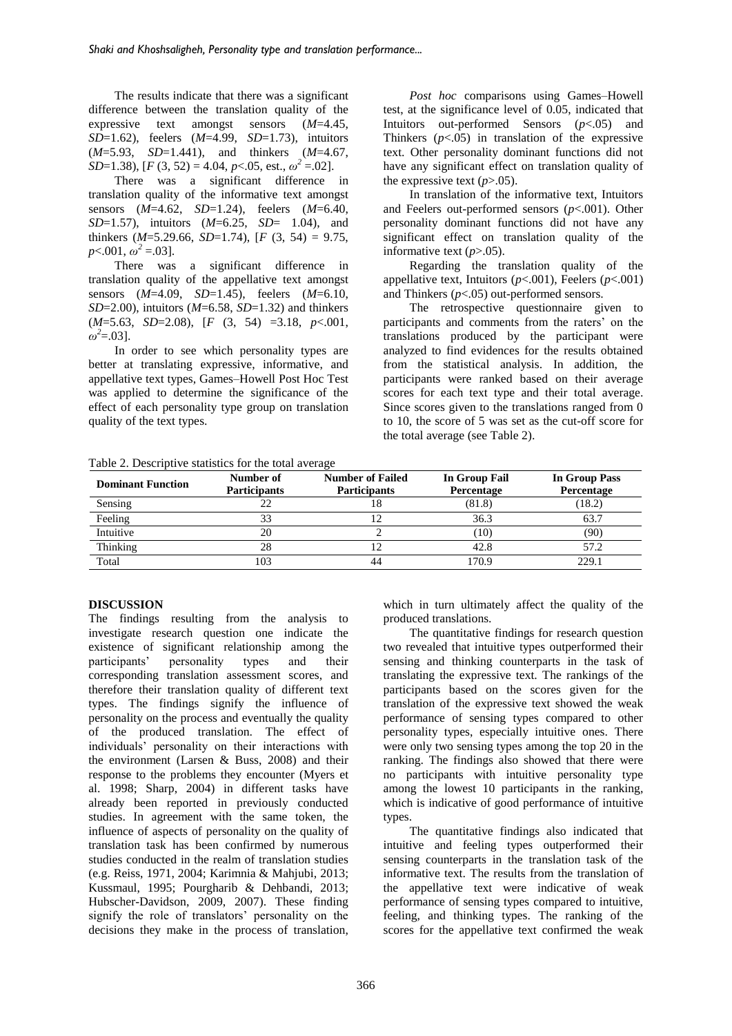The results indicate that there was a significant difference between the translation quality of the expressive text amongst sensors ($M$=4.45, $SD$=1.62), feelers ($M$=4.99, $SD$=1.73), intuitors ($M$=5.93, $SD$=1.441), and thinkers ($M$=4.67, $SD$=1.38), [$F$ (3, 52) = 4.04, $p$<.05, est., $\omega^2$ =.02].

There was a significant difference in translation quality of the informative text amongst sensors ($M$=4.62, $SD$=1.24), feelers ($M$=6.40, $SD$=1.57), intuitors ($M$=6.25, $SD$= 1.04), and thinkers ($M$=5.29.66, $SD$=1.74), [$F$ (3, 54) = 9.75, $p$<.001, $\omega^2$ =.03].

There was a significant difference in translation quality of the appellative text amongst sensors ($M$=4.09, $SD$=1.45), feelers ($M$=6.10, $SD$=2.00), intuitors ($M$=6.58, $SD$=1.32) and thinkers ($M$=5.63, $SD$=2.08), [$F$ (3, 54) =3.18, $p$<.001, $\omega^2$=.03].

In order to see which personality types are better at translating expressive, informative, and appellative text types, Games–Howell Post Hoc Test was applied to determine the significance of the effect of each personality type group on translation quality of the text types.

*Post hoc* comparisons using Games–Howell test, at the significance level of 0.05, indicated that Intuitors out-performed Sensors ($p$<.05) and Thinkers ($p$<.05) in translation of the expressive text. Other personality dominant functions did not have any significant effect on translation quality of the expressive text ($p$>.05).

In translation of the informative text, Intuitors and Feelers out-performed sensors ($p$<.001). Other personality dominant functions did not have any significant effect on translation quality of the informative text ($p$>.05).

Regarding the translation quality of the appellative text, Intuitors ($p$<.001), Feelers ($p$<.001) and Thinkers ($p$<.05) out-performed sensors.

The retrospective questionnaire given to participants and comments from the raters' on the translations produced by the participant were analyzed to find evidences for the results obtained from the statistical analysis. In addition, the participants were ranked based on their average scores for each text type and their total average. Since scores given to the translations ranged from 0 to 10, the score of 5 was set as the cut-off score for the total average (see Table 2).

Table 2. Descriptive statistics for the total average

| Dominant Function | Number of Participants | Number of Failed Participants | In Group Fail Percentage | In Group Pass Percentage |
|---|---|---|---|---|
| Sensing | 22 | 18 | (81.8) | (18.2) |
| Feeling | 33 | 12 | 36.3 | 63.7 |
| Intuitive | 20 | 2 | (10) | (90) |
| Thinking | 28 | 12 | 42.8 | 57.2 |
| Total | 103 | 44 | 170.9 | 229.1 |

## DISCUSSION

The findings resulting from the analysis to investigate research question one indicate the existence of significant relationship among the participants' personality types and their corresponding translation assessment scores, and therefore their translation quality of different text types. The findings signify the influence of personality on the process and eventually the quality of the produced translation. The effect of individuals' personality on their interactions with the environment (Larsen & Buss, 2008) and their response to the problems they encounter (Myers et al. 1998; Sharp, 2004) in different tasks have already been reported in previously conducted studies. In agreement with the same token, the influence of aspects of personality on the quality of translation task has been confirmed by numerous studies conducted in the realm of translation studies (e.g. Reiss, 1971, 2004; Karimnia & Mahjubi, 2013; Kussmaul, 1995; Pourgharib & Dehbandi, 2013; Hubscher-Davidson, 2009, 2007). These finding signify the role of translators' personality on the decisions they make in the process of translation, which in turn ultimately affect the quality of the produced translations.

The quantitative findings for research question two revealed that intuitive types outperformed their sensing and thinking counterparts in the task of translating the expressive text. The rankings of the participants based on the scores given for the translation of the expressive text showed the weak performance of sensing types compared to other personality types, especially intuitive ones. There were only two sensing types among the top 20 in the ranking. The findings also showed that there were no participants with intuitive personality type among the lowest 10 participants in the ranking, which is indicative of good performance of intuitive types.

The quantitative findings also indicated that intuitive and feeling types outperformed their sensing counterparts in the translation task of the informative text. The results from the translation of the appellative text were indicative of weak performance of sensing types compared to intuitive, feeling, and thinking types. The ranking of the scores for the appellative text confirmed the weak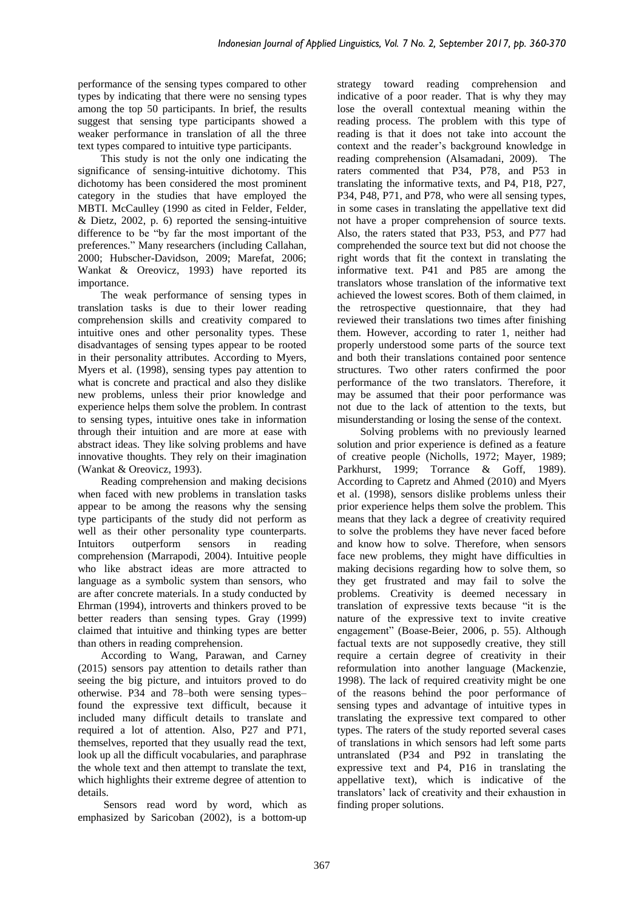performance of the sensing types compared to other types by indicating that there were no sensing types among the top 50 participants. In brief, the results suggest that sensing type participants showed a weaker performance in translation of all the three text types compared to intuitive type participants.

This study is not the only one indicating the significance of sensing-intuitive dichotomy. This dichotomy has been considered the most prominent category in the studies that have employed the MBTI. McCaulley (1990 as cited in Felder, Felder, & Dietz, 2002, p. 6) reported the sensing-intuitive difference to be "by far the most important of the preferences." Many researchers (including Callahan, 2000; Hubscher-Davidson, 2009; Marefat, 2006; Wankat & Oreovicz, 1993) have reported its importance.

The weak performance of sensing types in translation tasks is due to their lower reading comprehension skills and creativity compared to intuitive ones and other personality types. These disadvantages of sensing types appear to be rooted in their personality attributes. According to Myers, Myers et al. (1998), sensing types pay attention to what is concrete and practical and also they dislike new problems, unless their prior knowledge and experience helps them solve the problem. In contrast to sensing types, intuitive ones take in information through their intuition and are more at ease with abstract ideas. They like solving problems and have innovative thoughts. They rely on their imagination (Wankat & Oreovicz, 1993).

Reading comprehension and making decisions when faced with new problems in translation tasks appear to be among the reasons why the sensing type participants of the study did not perform as well as their other personality type counterparts. Intuitors outperform sensors in reading comprehension (Marrapodi, 2004). Intuitive people who like abstract ideas are more attracted to language as a symbolic system than sensors, who are after concrete materials. In a study conducted by Ehrman (1994), introverts and thinkers proved to be better readers than sensing types. Gray (1999) claimed that intuitive and thinking types are better than others in reading comprehension.

According to Wang, Parawan, and Carney (2015) sensors pay attention to details rather than seeing the big picture, and intuitors proved to do otherwise. P34 and 78–both were sensing types– found the expressive text difficult, because it included many difficult details to translate and required a lot of attention. Also, P27 and P71, themselves, reported that they usually read the text, look up all the difficult vocabularies, and paraphrase the whole text and then attempt to translate the text, which highlights their extreme degree of attention to details.

Sensors read word by word, which as emphasized by Saricoban (2002), is a bottom-up strategy toward reading comprehension and indicative of a poor reader. That is why they may lose the overall contextual meaning within the reading process. The problem with this type of reading is that it does not take into account the context and the reader's background knowledge in reading comprehension (Alsamadani, 2009). The raters commented that P34, P78, and P53 in translating the informative texts, and P4, P18, P27, P34, P48, P71, and P78, who were all sensing types, in some cases in translating the appellative text did not have a proper comprehension of source texts. Also, the raters stated that P33, P53, and P77 had comprehended the source text but did not choose the right words that fit the context in translating the informative text. P41 and P85 are among the translators whose translation of the informative text achieved the lowest scores. Both of them claimed, in the retrospective questionnaire, that they had reviewed their translations two times after finishing them. However, according to rater 1, neither had properly understood some parts of the source text and both their translations contained poor sentence structures. Two other raters confirmed the poor performance of the two translators. Therefore, it may be assumed that their poor performance was not due to the lack of attention to the texts, but misunderstanding or losing the sense of the context.

Solving problems with no previously learned solution and prior experience is defined as a feature of creative people (Nicholls, 1972; Mayer, 1989; Parkhurst, 1999; Torrance & Goff, 1989). According to Capretz and Ahmed (2010) and Myers et al. (1998), sensors dislike problems unless their prior experience helps them solve the problem. This means that they lack a degree of creativity required to solve the problems they have never faced before and know how to solve. Therefore, when sensors face new problems, they might have difficulties in making decisions regarding how to solve them, so they get frustrated and may fail to solve the problems. Creativity is deemed necessary in translation of expressive texts because "it is the nature of the expressive text to invite creative engagement" (Boase-Beier, 2006, p. 55). Although factual texts are not supposedly creative, they still require a certain degree of creativity in their reformulation into another language (Mackenzie, 1998). The lack of required creativity might be one of the reasons behind the poor performance of sensing types and advantage of intuitive types in translating the expressive text compared to other types. The raters of the study reported several cases of translations in which sensors had left some parts untranslated (P34 and P92 in translating the expressive text and P4, P16 in translating the appellative text), which is indicative of the translators' lack of creativity and their exhaustion in finding proper solutions.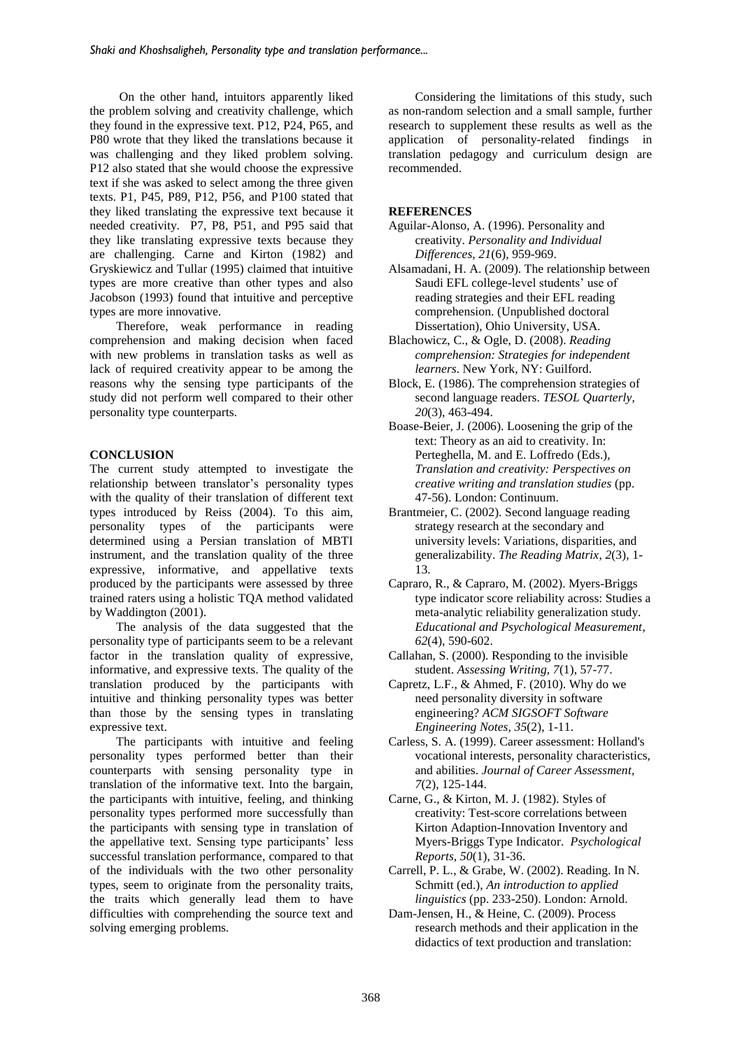On the other hand, intuitors apparently liked the problem solving and creativity challenge, which they found in the expressive text. P12, P24, P65, and P80 wrote that they liked the translations because it was challenging and they liked problem solving. P12 also stated that she would choose the expressive text if she was asked to select among the three given texts. P1, P45, P89, P12, P56, and P100 stated that they liked translating the expressive text because it needed creativity. P7, P8, P51, and P95 said that they like translating expressive texts because they are challenging. Carne and Kirton (1982) and Gryskiewicz and Tullar (1995) claimed that intuitive types are more creative than other types and also Jacobson (1993) found that intuitive and perceptive types are more innovative.

Therefore, weak performance in reading comprehension and making decision when faced with new problems in translation tasks as well as lack of required creativity appear to be among the reasons why the sensing type participants of the study did not perform well compared to their other personality type counterparts.

## CONCLUSION

The current study attempted to investigate the relationship between translator's personality types with the quality of their translation of different text types introduced by Reiss (2004). To this aim, personality types of the participants were determined using a Persian translation of MBTI instrument, and the translation quality of the three expressive, informative, and appellative texts produced by the participants were assessed by three trained raters using a holistic TQA method validated by Waddington (2001).

The analysis of the data suggested that the personality type of participants seem to be a relevant factor in the translation quality of expressive, informative, and expressive texts. The quality of the translation produced by the participants with intuitive and thinking personality types was better than those by the sensing types in translating expressive text.

The participants with intuitive and feeling personality types performed better than their counterparts with sensing personality type in translation of the informative text. Into the bargain, the participants with intuitive, feeling, and thinking personality types performed more successfully than the participants with sensing type in translation of the appellative text. Sensing type participants' less successful translation performance, compared to that of the individuals with the two other personality types, seem to originate from the personality traits, the traits which generally lead them to have difficulties with comprehending the source text and solving emerging problems.

Considering the limitations of this study, such as non-random selection and a small sample, further research to supplement these results as well as the application of personality-related findings in translation pedagogy and curriculum design are recommended.

## REFERENCES

Aguilar-Alonso, A. (1996). Personality and creativity. *Personality and Individual Differences, 21*(6), 959-969.

Alsamadani, H. A. (2009). The relationship between Saudi EFL college-level students' use of reading strategies and their EFL reading comprehension. (Unpublished doctoral Dissertation), Ohio University, USA.

Blachowicz, C., & Ogle, D. (2008). *Reading comprehension: Strategies for independent learners*. New York, NY: Guilford.

Block, E. (1986). The comprehension strategies of second language readers. *TESOL Quarterly, 20*(3), 463-494.

Boase-Beier, J. (2006). Loosening the grip of the text: Theory as an aid to creativity. In: Perteghella, M. and E. Loffredo (Eds.), *Translation and creativity: Perspectives on creative writing and translation studies* (pp. 47-56). London: Continuum.

Brantmeier, C. (2002). Second language reading strategy research at the secondary and university levels: Variations, disparities, and generalizability. *The Reading Matrix, 2*(3), 1-13.

Capraro, R., & Capraro, M. (2002). Myers-Briggs type indicator score reliability across: Studies a meta-analytic reliability generalization study. *Educational and Psychological Measurement, 62*(4), 590-602.

Callahan, S. (2000). Responding to the invisible student. *Assessing Writing, 7*(1), 57-77.

Capretz, L.F., & Ahmed, F. (2010). Why do we need personality diversity in software engineering? *ACM SIGSOFT Software Engineering Notes, 35*(2), 1-11.

Carless, S. A. (1999). Career assessment: Holland's vocational interests, personality characteristics, and abilities. *Journal of Career Assessment, 7*(2), 125-144.

Carne, G., & Kirton, M. J. (1982). Styles of creativity: Test-score correlations between Kirton Adaption-Innovation Inventory and Myers-Briggs Type Indicator. *Psychological Reports, 50*(1), 31-36.

Carrell, P. L., & Grabe, W. (2002). Reading. In N. Schmitt (ed.), *An introduction to applied linguistics* (pp. 233-250). London: Arnold.

Dam-Jensen, H., & Heine, C. (2009). Process research methods and their application in the didactics of text production and translation: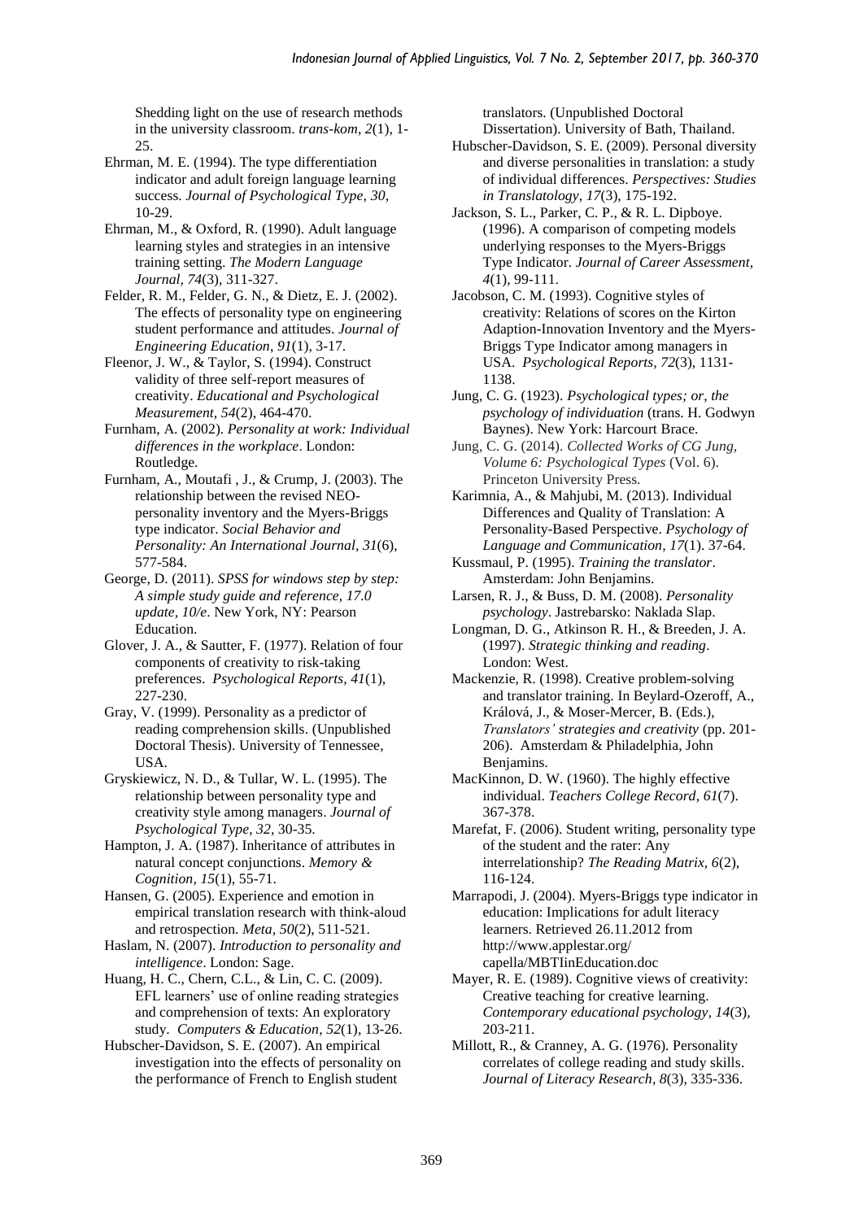Shedding light on the use of research methods in the university classroom. *trans-kom, 2*(1), 1-25.

Ehrman, M. E. (1994). The type differentiation indicator and adult foreign language learning success. *Journal of Psychological Type, 30*, 10-29.

Ehrman, M., & Oxford, R. (1990). Adult language learning styles and strategies in an intensive training setting. *The Modern Language Journal, 74*(3), 311-327.

Felder, R. M., Felder, G. N., & Dietz, E. J. (2002). The effects of personality type on engineering student performance and attitudes. *Journal of Engineering Education, 91*(1), 3-17.

Fleenor, J. W., & Taylor, S. (1994). Construct validity of three self-report measures of creativity. *Educational and Psychological Measurement, 54*(2), 464-470.

Furnham, A. (2002). *Personality at work: Individual differences in the workplace*. London: Routledge.

Furnham, A., Moutafi , J., & Crump, J. (2003). The relationship between the revised NEO-personality inventory and the Myers-Briggs type indicator. *Social Behavior and Personality: An International Journal, 31*(6), 577-584.

George, D. (2011). *SPSS for windows step by step: A simple study guide and reference, 17.0 update, 10/e*. New York, NY: Pearson Education.

Glover, J. A., & Sautter, F. (1977). Relation of four components of creativity to risk-taking preferences. *Psychological Reports, 41*(1), 227-230.

Gray, V. (1999). Personality as a predictor of reading comprehension skills. (Unpublished Doctoral Thesis). University of Tennessee, USA.

Gryskiewicz, N. D., & Tullar, W. L. (1995). The relationship between personality type and creativity style among managers. *Journal of Psychological Type, 32*, 30-35.

Hampton, J. A. (1987). Inheritance of attributes in natural concept conjunctions. *Memory & Cognition, 15*(1), 55-71.

Hansen, G. (2005). Experience and emotion in empirical translation research with think-aloud and retrospection. *Meta, 50*(2), 511-521.

Haslam, N. (2007). *Introduction to personality and intelligence*. London: Sage.

Huang, H. C., Chern, C.L., & Lin, C. C. (2009). EFL learners' use of online reading strategies and comprehension of texts: An exploratory study. *Computers & Education, 52*(1), 13-26.

Hubscher-Davidson, S. E. (2007). An empirical investigation into the effects of personality on the performance of French to English student translators. (Unpublished Doctoral Dissertation). University of Bath, Thailand.

Hubscher-Davidson, S. E. (2009). Personal diversity and diverse personalities in translation: a study of individual differences. *Perspectives: Studies in Translatology, 17*(3), 175-192.

Jackson, S. L., Parker, C. P., & R. L. Dipboye. (1996). A comparison of competing models underlying responses to the Myers-Briggs Type Indicator. *Journal of Career Assessment, 4*(1), 99-111.

Jacobson, C. M. (1993). Cognitive styles of creativity: Relations of scores on the Kirton Adaption-Innovation Inventory and the Myers-Briggs Type Indicator among managers in USA. *Psychological Reports, 72*(3), 1131-1138.

Jung, C. G. (1923). *Psychological types; or, the psychology of individuation* (trans. H. Godwyn Baynes). New York: Harcourt Brace.

Jung, C. G. (2014). *Collected Works of CG Jung, Volume 6: Psychological Types* (Vol. 6). Princeton University Press.

Karimnia, A., & Mahjubi, M. (2013). Individual Differences and Quality of Translation: A Personality-Based Perspective. *Psychology of Language and Communication, 17*(1). 37-64.

Kussmaul, P. (1995). *Training the translator*. Amsterdam: John Benjamins.

Larsen, R. J., & Buss, D. M. (2008). *Personality psychology*. Jastrebarsko: Naklada Slap.

Longman, D. G., Atkinson R. H., & Breeden, J. A. (1997). *Strategic thinking and reading*. London: West.

Mackenzie, R. (1998). Creative problem-solving and translator training. In Beylard-Ozeroff, A., Králová, J., & Moser-Mercer, B. (Eds.), *Translators' strategies and creativity* (pp. 201-206). Amsterdam & Philadelphia, John Benjamins.

MacKinnon, D. W. (1960). The highly effective individual. *Teachers College Record, 61*(7). 367-378.

Marefat, F. (2006). Student writing, personality type of the student and the rater: Any interrelationship? *The Reading Matrix, 6*(2), 116-124.

Marrapodi, J. (2004). Myers-Briggs type indicator in education: Implications for adult literacy learners. Retrieved 26.11.2012 from http://www.applestar.org/ capella/MBTIinEducation.doc

Mayer, R. E. (1989). Cognitive views of creativity: Creative teaching for creative learning. *Contemporary educational psychology, 14*(3), 203-211.

Millott, R., & Cranney, A. G. (1976). Personality correlates of college reading and study skills. *Journal of Literacy Research, 8*(3), 335-336.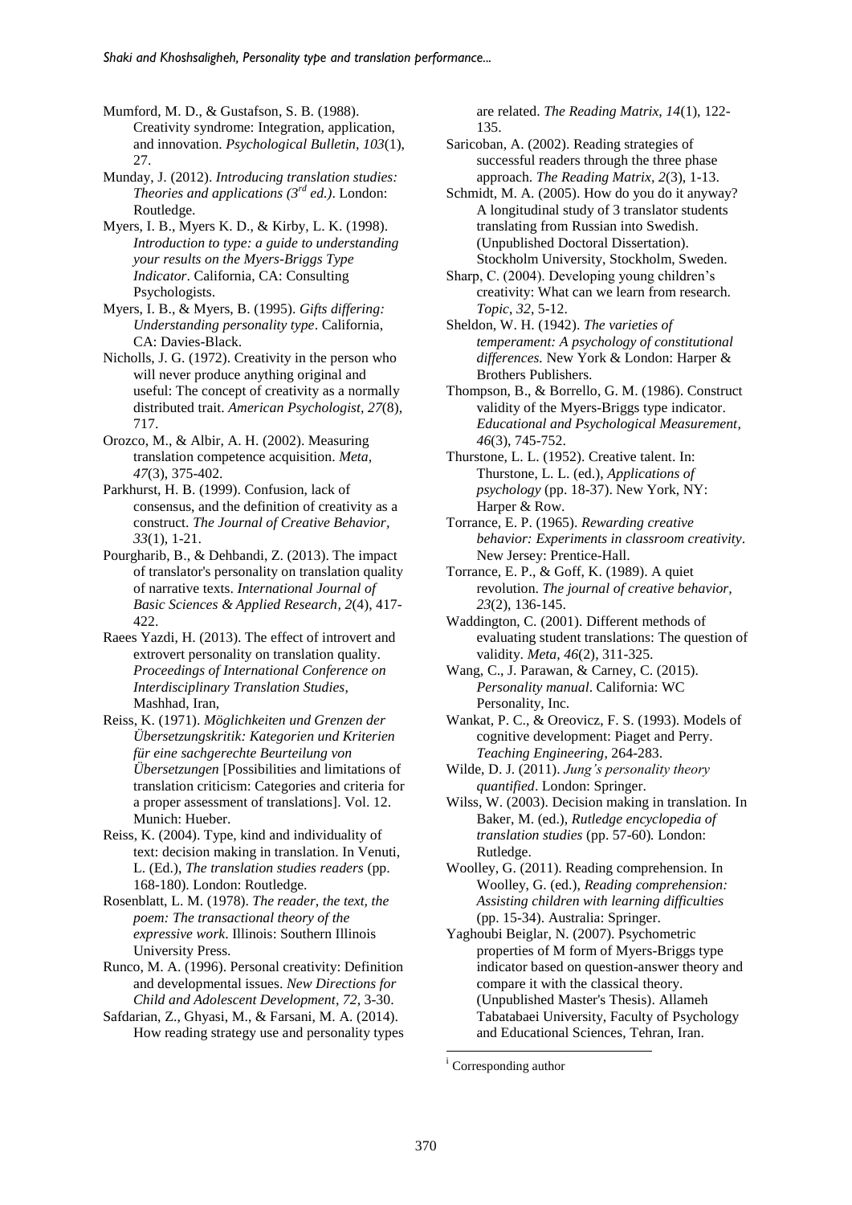Mumford, M. D., & Gustafson, S. B. (1988). Creativity syndrome: Integration, application, and innovation. *Psychological Bulletin, 103*(1), 27.

Munday, J. (2012). *Introducing translation studies: Theories and applications (3rd ed.)*. London: Routledge.

Myers, I. B., Myers K. D., & Kirby, L. K. (1998). *Introduction to type: a guide to understanding your results on the Myers-Briggs Type Indicator*. California, CA: Consulting Psychologists.

Myers, I. B., & Myers, B. (1995). *Gifts differing: Understanding personality type*. California, CA: Davies-Black.

Nicholls, J. G. (1972). Creativity in the person who will never produce anything original and useful: The concept of creativity as a normally distributed trait. *American Psychologist, 27*(8), 717.

Orozco, M., & Albir, A. H. (2002). Measuring translation competence acquisition. *Meta, 47*(3), 375-402.

Parkhurst, H. B. (1999). Confusion, lack of consensus, and the definition of creativity as a construct. *The Journal of Creative Behavior, 33*(1), 1-21.

Pourgharib, B., & Dehbandi, Z. (2013). The impact of translator's personality on translation quality of narrative texts. *International Journal of Basic Sciences & Applied Research, 2*(4), 417-422.

Raees Yazdi, H. (2013). The effect of introvert and extrovert personality on translation quality. *Proceedings of International Conference on Interdisciplinary Translation Studies*, Mashhad, Iran,

Reiss, K. (1971). *Möglichkeiten und Grenzen der Übersetzungskritik: Kategorien und Kriterien für eine sachgerechte Beurteilung von Übersetzungen* [Possibilities and limitations of translation criticism: Categories and criteria for a proper assessment of translations]. Vol. 12. Munich: Hueber.

Reiss, K. (2004). Type, kind and individuality of text: decision making in translation. In Venuti, L. (Ed.), *The translation studies readers* (pp. 168-180). London: Routledge.

Rosenblatt, L. M. (1978). *The reader, the text, the poem: The transactional theory of the expressive work*. Illinois: Southern Illinois University Press.

Runco, M. A. (1996). Personal creativity: Definition and developmental issues. *New Directions for Child and Adolescent Development, 72*, 3-30.

Safdarian, Z., Ghyasi, M., & Farsani, M. A. (2014). How reading strategy use and personality types are related. *The Reading Matrix, 14*(1), 122-135.

Saricoban, A. (2002). Reading strategies of successful readers through the three phase approach. *The Reading Matrix, 2*(3), 1-13.

Schmidt, M. A. (2005). How do you do it anyway? A longitudinal study of 3 translator students translating from Russian into Swedish. (Unpublished Doctoral Dissertation). Stockholm University, Stockholm, Sweden.

Sharp, C. (2004). Developing young children's creativity: What can we learn from research. *Topic, 32*, 5-12.

Sheldon, W. H. (1942). *The varieties of temperament: A psychology of constitutional differences.* New York & London: Harper & Brothers Publishers.

Thompson, B., & Borrello, G. M. (1986). Construct validity of the Myers-Briggs type indicator. *Educational and Psychological Measurement, 46*(3), 745-752.

Thurstone, L. L. (1952). Creative talent. In: Thurstone, L. L. (ed.), *Applications of psychology* (pp. 18-37). New York, NY: Harper & Row.

Torrance, E. P. (1965). *Rewarding creative behavior: Experiments in classroom creativity*. New Jersey: Prentice-Hall.

Torrance, E. P., & Goff, K. (1989). A quiet revolution. *The journal of creative behavior, 23*(2), 136-145.

Waddington, C. (2001). Different methods of evaluating student translations: The question of validity. *Meta, 46*(2), 311-325.

Wang, C., J. Parawan, & Carney, C. (2015). *Personality manual*. California: WC Personality, Inc.

Wankat, P. C., & Oreovicz, F. S. (1993). Models of cognitive development: Piaget and Perry. *Teaching Engineering*, 264-283.

Wilde, D. J. (2011). *Jung's personality theory quantified*. London: Springer.

Wilss, W. (2003). Decision making in translation. In Baker, M. (ed.), *Rutledge encyclopedia of translation studies* (pp. 57-60)*.* London: Rutledge.

Woolley, G. (2011). Reading comprehension. In Woolley, G. (ed.), *Reading comprehension: Assisting children with learning difficulties* (pp. 15-34). Australia: Springer.

Yaghoubi Beiglar, N. (2007). Psychometric properties of M form of Myers-Briggs type indicator based on question-answer theory and compare it with the classical theory. (Unpublished Master's Thesis). Allameh Tabatabaei University, Faculty of Psychology and Educational Sciences, Tehran, Iran.

[i] Corresponding author